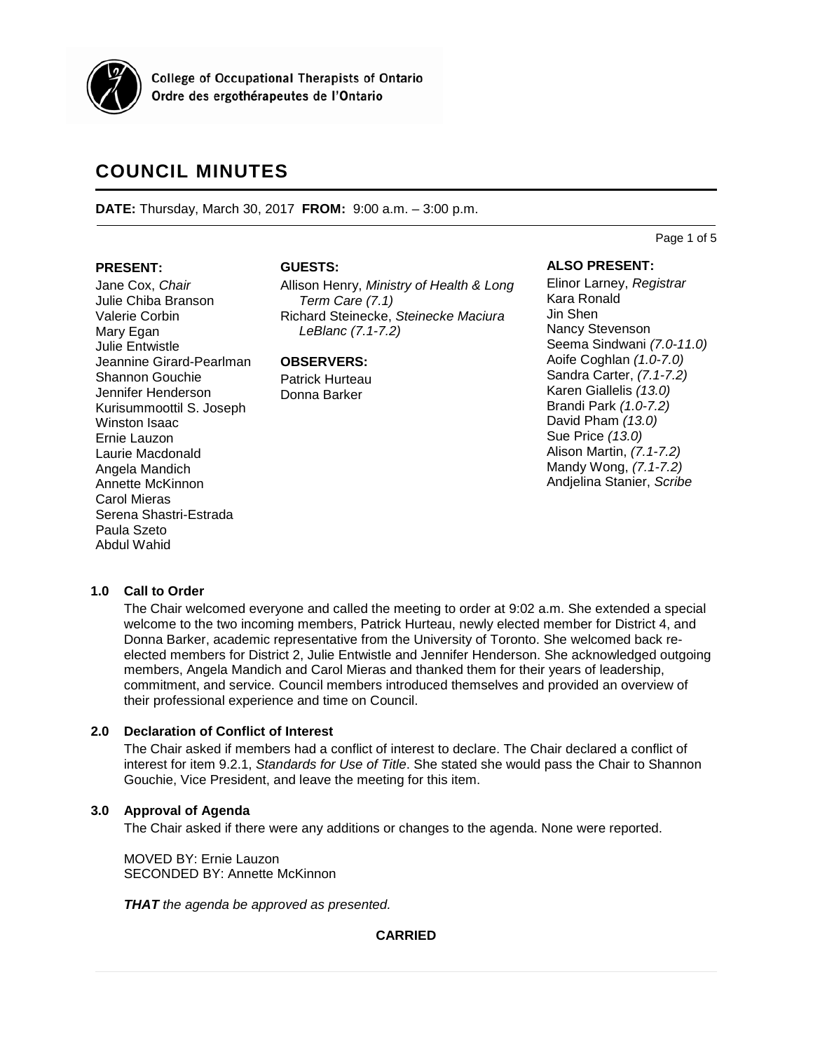College of Occupational Therapists of Ontario
Ordre des ergothérapeutes de l'Ontario

# COUNCIL MINUTES

**DATE:** Thursday, March 30, 2017 **FROM:** 9:00 a.m. – 3:00 p.m.

**PRESENT:**

Jane Cox, *Chair*
Julie Chiba Branson
Valerie Corbin
Mary Egan
Julie Entwistle
Jeannine Girard-Pearlman
Shannon Gouchie
Jennifer Henderson
Kurisummoottil S. Joseph
Winston Isaac
Ernie Lauzon
Laurie Macdonald
Angela Mandich
Annette McKinnon
Carol Mieras
Serena Shastri-Estrada
Paula Szeto
Abdul Wahid

**GUESTS:**

Allison Henry, *Ministry of Health & Long Term Care (7.1)*
Richard Steinecke, *Steinecke Maciura LeBlanc (7.1-7.2)*

**OBSERVERS:**

Patrick Hurteau
Donna Barker

**ALSO PRESENT:**

Elinor Larney, *Registrar*
Kara Ronald
Jin Shen
Nancy Stevenson
Seema Sindwani *(7.0-11.0)*
Aoife Coghlan *(1.0-7.0)*
Sandra Carter, *(7.1-7.2)*
Karen Giallelis *(13.0)*
Brandi Park *(1.0-7.2)*
David Pham *(13.0)*
Sue Price *(13.0)*
Alison Martin, *(7.1-7.2)*
Mandy Wong, *(7.1-7.2)*
Andjelina Stanier, *Scribe*

## 1.0 Call to Order

The Chair welcomed everyone and called the meeting to order at 9:02 a.m. She extended a special welcome to the two incoming members, Patrick Hurteau, newly elected member for District 4, and Donna Barker, academic representative from the University of Toronto. She welcomed back re-elected members for District 2, Julie Entwistle and Jennifer Henderson. She acknowledged outgoing members, Angela Mandich and Carol Mieras and thanked them for their years of leadership, commitment, and service. Council members introduced themselves and provided an overview of their professional experience and time on Council.

## 2.0 Declaration of Conflict of Interest

The Chair asked if members had a conflict of interest to declare. The Chair declared a conflict of interest for item 9.2.1, *Standards for Use of Title*. She stated she would pass the Chair to Shannon Gouchie, Vice President, and leave the meeting for this item.

## 3.0 Approval of Agenda

The Chair asked if there were any additions or changes to the agenda. None were reported.

MOVED BY: Ernie Lauzon
SECONDED BY: Annette McKinnon

***THAT** the agenda be approved as presented.*

**CARRIED**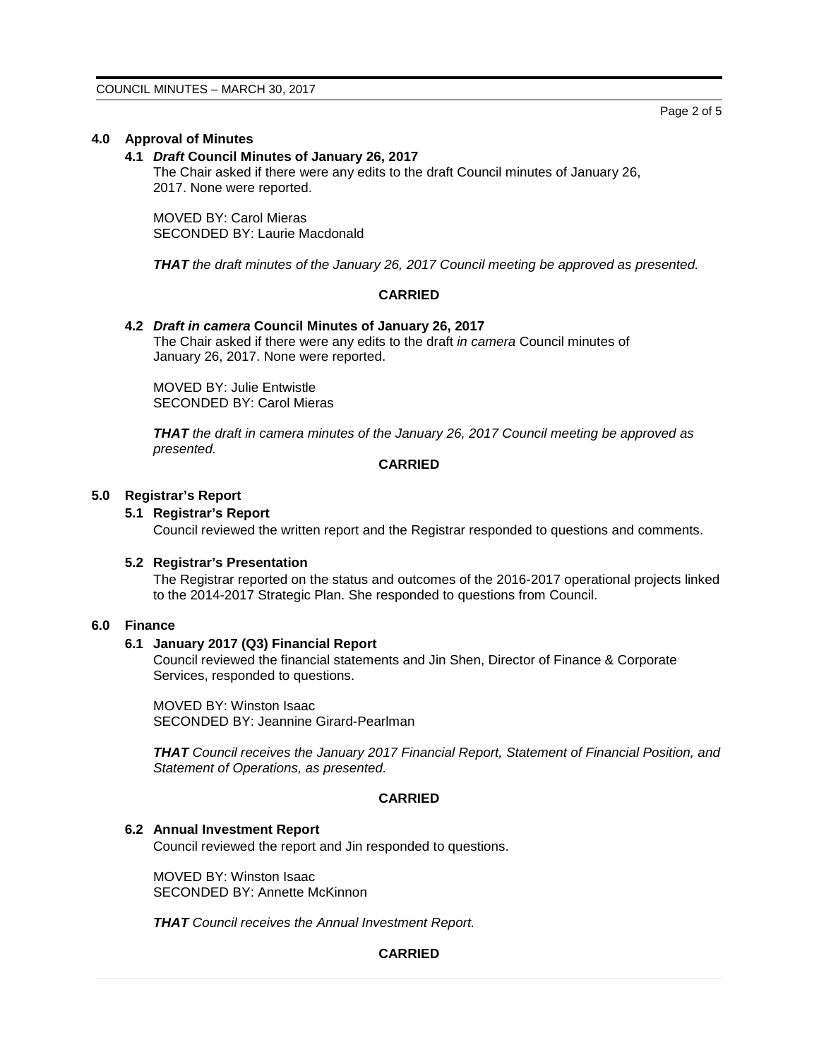## 4.0 Approval of Minutes

### 4.1 *Draft* Council Minutes of January 26, 2017

The Chair asked if there were any edits to the draft Council minutes of January 26, 2017. None were reported.

MOVED BY: Carol Mieras
SECONDED BY: Laurie Macdonald

***THAT** the draft minutes of the January 26, 2017 Council meeting be approved as presented.*

**CARRIED**

### 4.2 *Draft in camera* Council Minutes of January 26, 2017

The Chair asked if there were any edits to the draft *in camera* Council minutes of January 26, 2017. None were reported.

MOVED BY: Julie Entwistle
SECONDED BY: Carol Mieras

***THAT** the draft in camera minutes of the January 26, 2017 Council meeting be approved as presented.*

**CARRIED**

## 5.0 Registrar's Report

### 5.1 Registrar's Report

Council reviewed the written report and the Registrar responded to questions and comments.

### 5.2 Registrar's Presentation

The Registrar reported on the status and outcomes of the 2016-2017 operational projects linked to the 2014-2017 Strategic Plan. She responded to questions from Council.

## 6.0 Finance

### 6.1 January 2017 (Q3) Financial Report

Council reviewed the financial statements and Jin Shen, Director of Finance & Corporate Services, responded to questions.

MOVED BY: Winston Isaac
SECONDED BY: Jeannine Girard-Pearlman

***THAT** Council receives the January 2017 Financial Report, Statement of Financial Position, and Statement of Operations, as presented.*

**CARRIED**

### 6.2 Annual Investment Report

Council reviewed the report and Jin responded to questions.

MOVED BY: Winston Isaac
SECONDED BY: Annette McKinnon

***THAT** Council receives the Annual Investment Report.*

**CARRIED**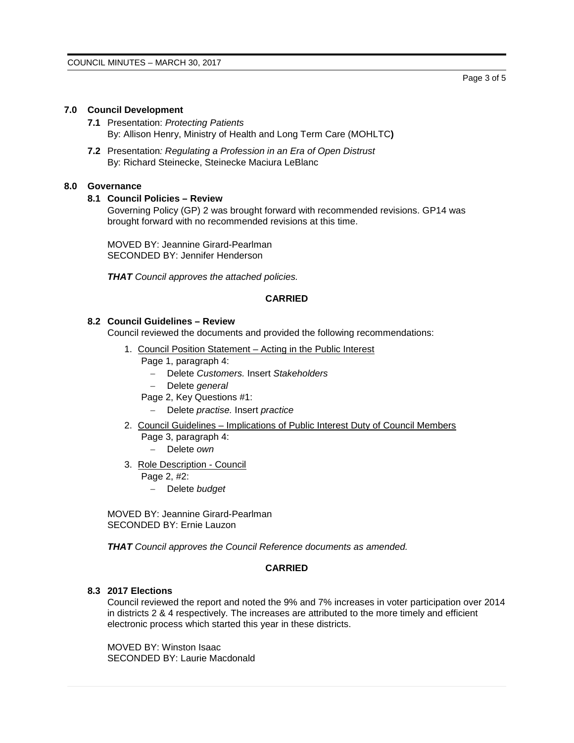## 7.0 Council Development

**7.1** Presentation: *Protecting Patients*
By: Allison Henry, Ministry of Health and Long Term Care (MOHLTC**)**

**7.2** Presentation*: Regulating a Profession in an Era of Open Distrust*
By: Richard Steinecke, Steinecke Maciura LeBlanc

## 8.0 Governance

### 8.1 Council Policies – Review

Governing Policy (GP) 2 was brought forward with recommended revisions. GP14 was brought forward with no recommended revisions at this time.

MOVED BY: Jeannine Girard-Pearlman
SECONDED BY: Jennifer Henderson

***THAT** Council approves the attached policies.*

**CARRIED**

### 8.2 Council Guidelines – Review

Council reviewed the documents and provided the following recommendations:

1. Council Position Statement – Acting in the Public Interest
   Page 1, paragraph 4:
   - Delete *Customers.* Insert *Stakeholders*
   - Delete *general*

   Page 2, Key Questions #1:
   - Delete *practise.* Insert *practice*
2. Council Guidelines – Implications of Public Interest Duty of Council Members
   Page 3, paragraph 4:
   - Delete *own*
3. Role Description - Council
   Page 2, #2:
   - Delete *budget*

MOVED BY: Jeannine Girard-Pearlman
SECONDED BY: Ernie Lauzon

***THAT** Council approves the Council Reference documents as amended.*

**CARRIED**

### 8.3 2017 Elections

Council reviewed the report and noted the 9% and 7% increases in voter participation over 2014 in districts 2 & 4 respectively. The increases are attributed to the more timely and efficient electronic process which started this year in these districts.

MOVED BY: Winston Isaac
SECONDED BY: Laurie Macdonald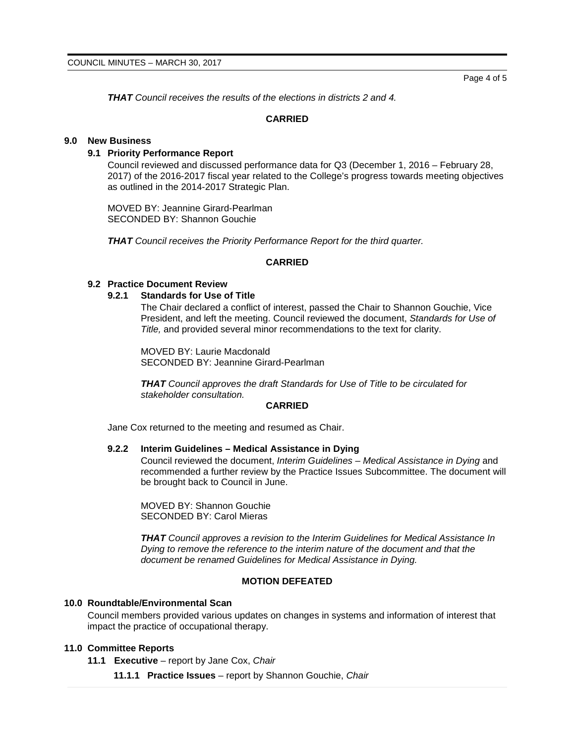***THAT** Council receives the results of the elections in districts 2 and 4.*

**CARRIED**

## 9.0 New Business

### 9.1 Priority Performance Report

Council reviewed and discussed performance data for Q3 (December 1, 2016 – February 28, 2017) of the 2016-2017 fiscal year related to the College's progress towards meeting objectives as outlined in the 2014-2017 Strategic Plan.

MOVED BY: Jeannine Girard-Pearlman
SECONDED BY: Shannon Gouchie

***THAT** Council receives the Priority Performance Report for the third quarter.*

**CARRIED**

### 9.2 Practice Document Review

#### 9.2.1 Standards for Use of Title

The Chair declared a conflict of interest, passed the Chair to Shannon Gouchie, Vice President, and left the meeting. Council reviewed the document, *Standards for Use of Title,* and provided several minor recommendations to the text for clarity.

MOVED BY: Laurie Macdonald
SECONDED BY: Jeannine Girard-Pearlman

***THAT** Council approves the draft Standards for Use of Title to be circulated for stakeholder consultation.*

**CARRIED**

Jane Cox returned to the meeting and resumed as Chair.

#### 9.2.2 Interim Guidelines – Medical Assistance in Dying

Council reviewed the document, *Interim Guidelines – Medical Assistance in Dying* and recommended a further review by the Practice Issues Subcommittee. The document will be brought back to Council in June.

MOVED BY: Shannon Gouchie
SECONDED BY: Carol Mieras

***THAT** Council approves a revision to the Interim Guidelines for Medical Assistance In Dying to remove the reference to the interim nature of the document and that the document be renamed Guidelines for Medical Assistance in Dying.*

**MOTION DEFEATED**

## 10.0 Roundtable/Environmental Scan

Council members provided various updates on changes in systems and information of interest that impact the practice of occupational therapy.

## 11.0 Committee Reports

**11.1 Executive** – report by Jane Cox, *Chair*

**11.1.1 Practice Issues** – report by Shannon Gouchie, *Chair*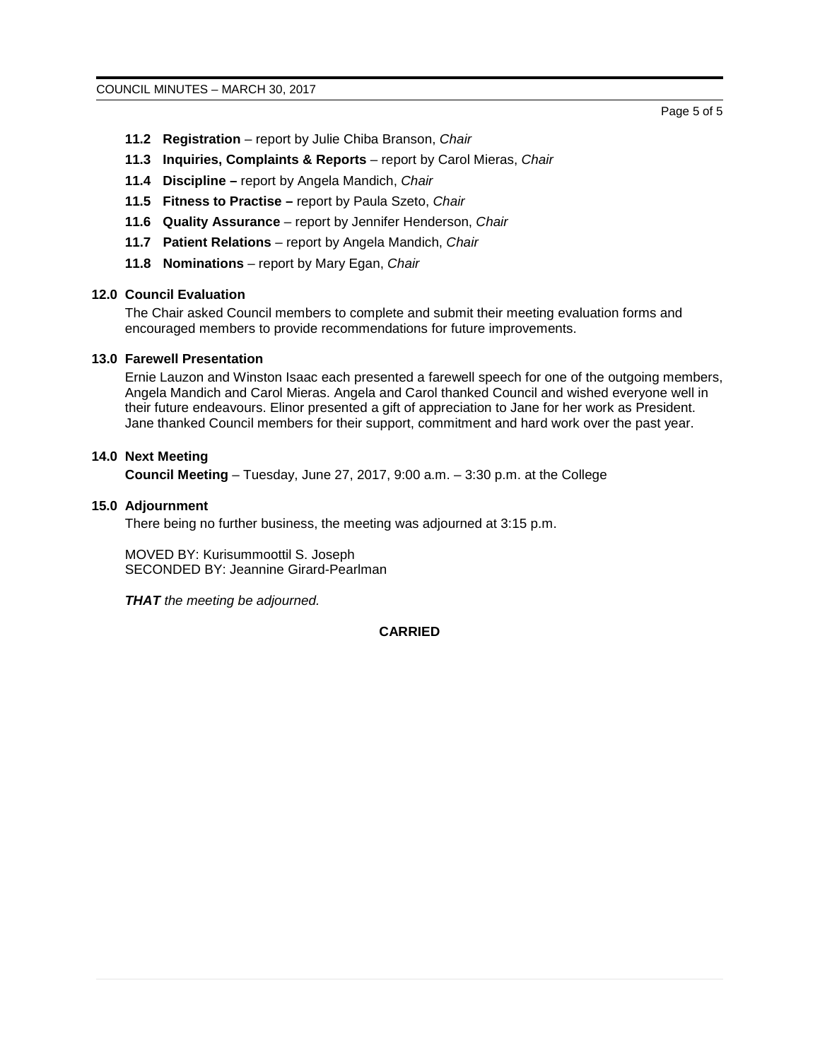**11.2 Registration** – report by Julie Chiba Branson, *Chair*

**11.3 Inquiries, Complaints & Reports** – report by Carol Mieras, *Chair*

**11.4 Discipline –** report by Angela Mandich, *Chair*

**11.5 Fitness to Practise –** report by Paula Szeto, *Chair*

**11.6 Quality Assurance** – report by Jennifer Henderson, *Chair*

**11.7 Patient Relations** – report by Angela Mandich, *Chair*

**11.8 Nominations** – report by Mary Egan, *Chair*

## 12.0 Council Evaluation

The Chair asked Council members to complete and submit their meeting evaluation forms and encouraged members to provide recommendations for future improvements.

## 13.0 Farewell Presentation

Ernie Lauzon and Winston Isaac each presented a farewell speech for one of the outgoing members, Angela Mandich and Carol Mieras. Angela and Carol thanked Council and wished everyone well in their future endeavours. Elinor presented a gift of appreciation to Jane for her work as President. Jane thanked Council members for their support, commitment and hard work over the past year.

## 14.0 Next Meeting

**Council Meeting** – Tuesday, June 27, 2017, 9:00 a.m. – 3:30 p.m. at the College

## 15.0 Adjournment

There being no further business, the meeting was adjourned at 3:15 p.m.

MOVED BY: Kurisummoottil S. Joseph
SECONDED BY: Jeannine Girard-Pearlman

***THAT** the meeting be adjourned.*

**CARRIED**